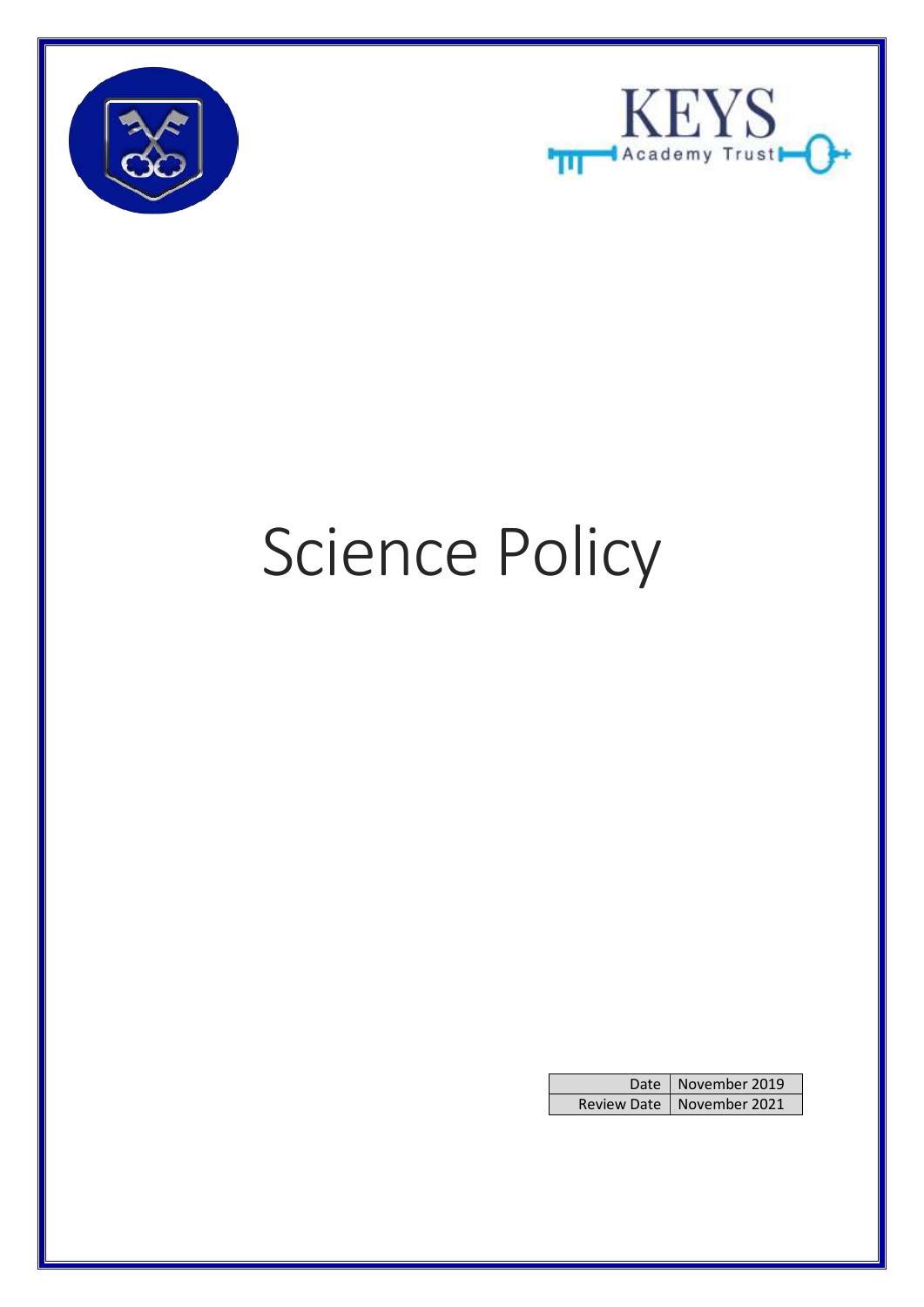KEYS Academy Trust

# Science Policy

| Date | November 2019 |
| --- | --- |
| Review Date | November 2021 |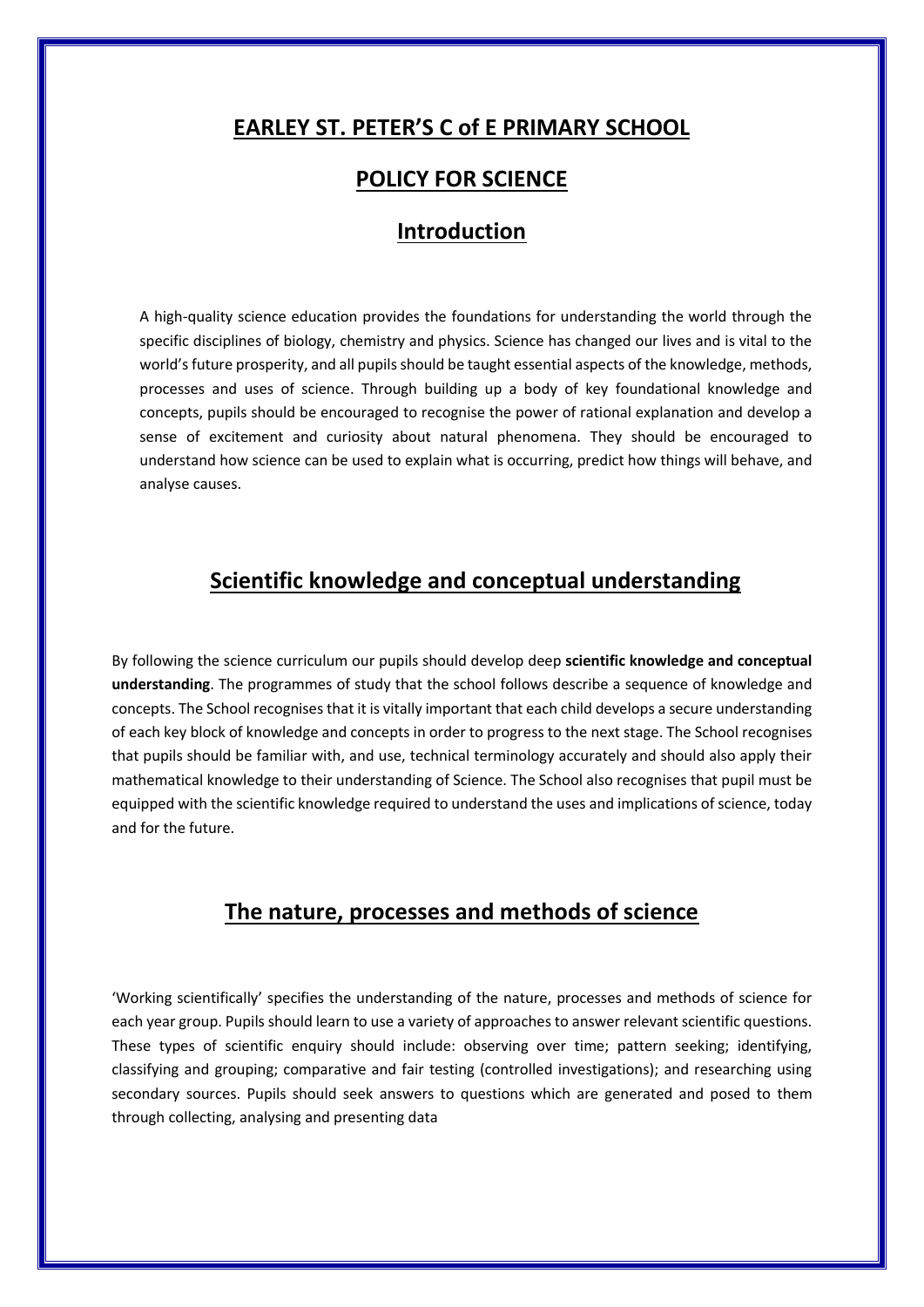# EARLEY ST. PETER'S C of E PRIMARY SCHOOL

# POLICY FOR SCIENCE

## Introduction

A high-quality science education provides the foundations for understanding the world through the specific disciplines of biology, chemistry and physics. Science has changed our lives and is vital to the world's future prosperity, and all pupils should be taught essential aspects of the knowledge, methods, processes and uses of science. Through building up a body of key foundational knowledge and concepts, pupils should be encouraged to recognise the power of rational explanation and develop a sense of excitement and curiosity about natural phenomena. They should be encouraged to understand how science can be used to explain what is occurring, predict how things will behave, and analyse causes.

## Scientific knowledge and conceptual understanding

By following the science curriculum our pupils should develop deep **scientific knowledge and conceptual understanding**. The programmes of study that the school follows describe a sequence of knowledge and concepts. The School recognises that it is vitally important that each child develops a secure understanding of each key block of knowledge and concepts in order to progress to the next stage. The School recognises that pupils should be familiar with, and use, technical terminology accurately and should also apply their mathematical knowledge to their understanding of Science. The School also recognises that pupil must be equipped with the scientific knowledge required to understand the uses and implications of science, today and for the future.

## The nature, processes and methods of science

'Working scientifically' specifies the understanding of the nature, processes and methods of science for each year group. Pupils should learn to use a variety of approaches to answer relevant scientific questions. These types of scientific enquiry should include: observing over time; pattern seeking; identifying, classifying and grouping; comparative and fair testing (controlled investigations); and researching using secondary sources. Pupils should seek answers to questions which are generated and posed to them through collecting, analysing and presenting data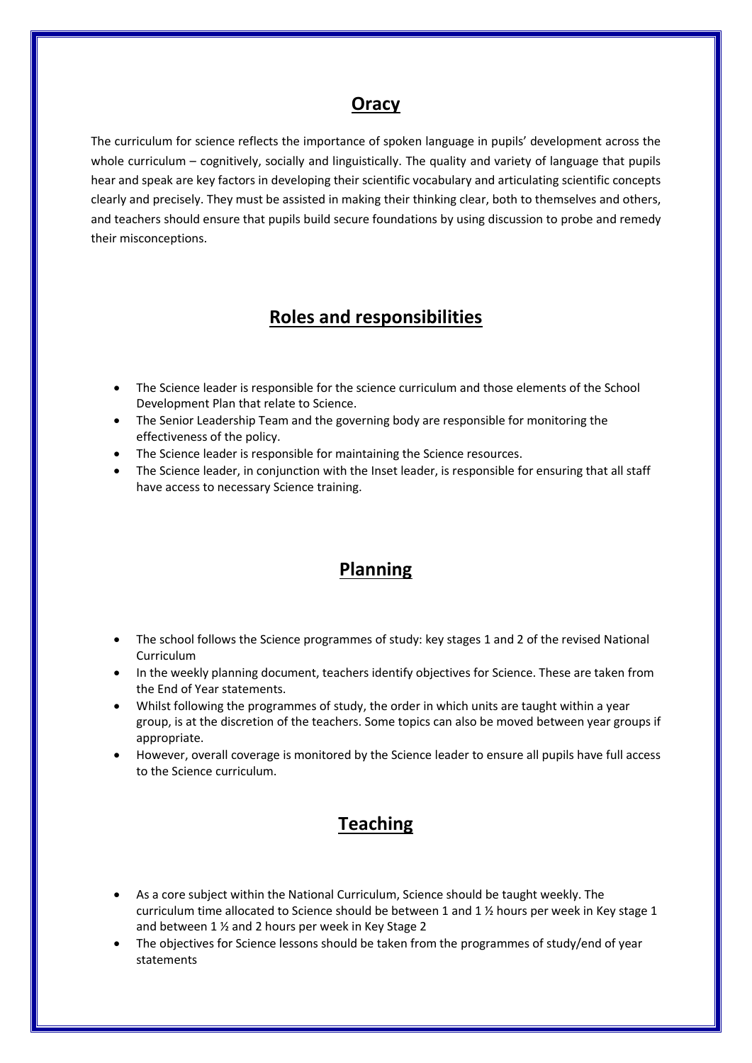## Oracy

The curriculum for science reflects the importance of spoken language in pupils' development across the whole curriculum – cognitively, socially and linguistically. The quality and variety of language that pupils hear and speak are key factors in developing their scientific vocabulary and articulating scientific concepts clearly and precisely. They must be assisted in making their thinking clear, both to themselves and others, and teachers should ensure that pupils build secure foundations by using discussion to probe and remedy their misconceptions.

## Roles and responsibilities

- The Science leader is responsible for the science curriculum and those elements of the School Development Plan that relate to Science.
- The Senior Leadership Team and the governing body are responsible for monitoring the effectiveness of the policy.
- The Science leader is responsible for maintaining the Science resources.
- The Science leader, in conjunction with the Inset leader, is responsible for ensuring that all staff have access to necessary Science training.

## Planning

- The school follows the Science programmes of study: key stages 1 and 2 of the revised National Curriculum
- In the weekly planning document, teachers identify objectives for Science. These are taken from the End of Year statements.
- Whilst following the programmes of study, the order in which units are taught within a year group, is at the discretion of the teachers. Some topics can also be moved between year groups if appropriate.
- However, overall coverage is monitored by the Science leader to ensure all pupils have full access to the Science curriculum.

## Teaching

- As a core subject within the National Curriculum, Science should be taught weekly. The curriculum time allocated to Science should be between 1 and 1 ½ hours per week in Key stage 1 and between 1 ½ and 2 hours per week in Key Stage 2
- The objectives for Science lessons should be taken from the programmes of study/end of year statements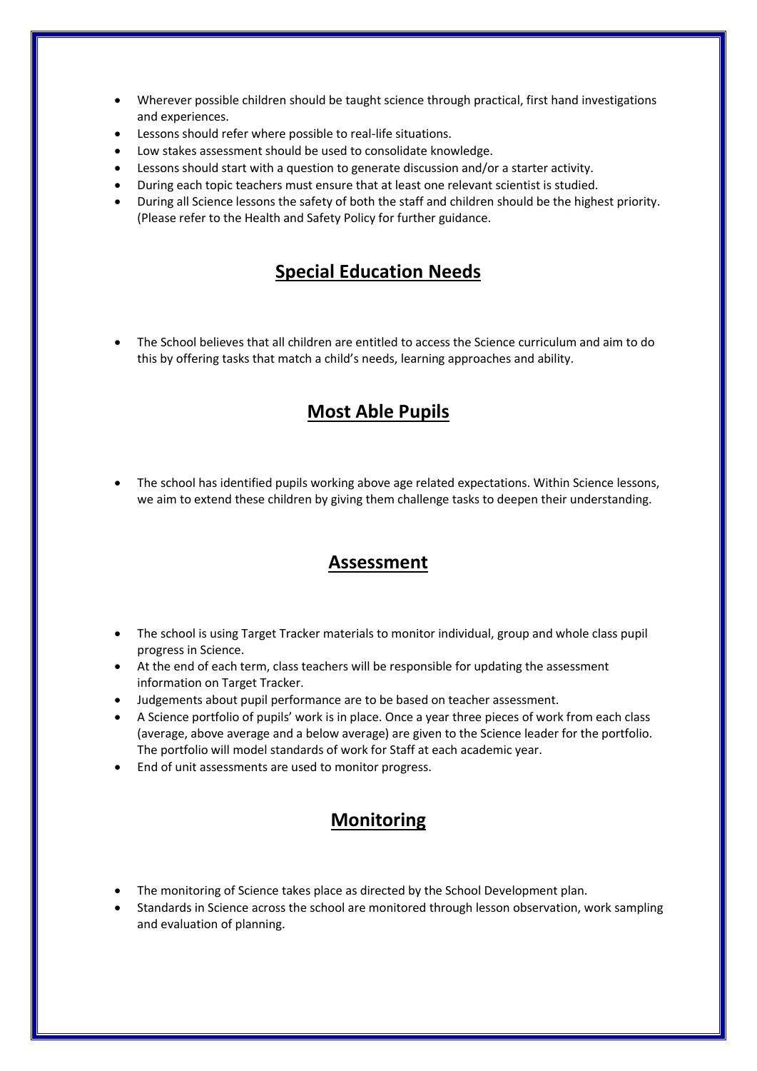- Wherever possible children should be taught science through practical, first hand investigations and experiences.
- Lessons should refer where possible to real-life situations.
- Low stakes assessment should be used to consolidate knowledge.
- Lessons should start with a question to generate discussion and/or a starter activity.
- During each topic teachers must ensure that at least one relevant scientist is studied.
- During all Science lessons the safety of both the staff and children should be the highest priority. (Please refer to the Health and Safety Policy for further guidance.

## Special Education Needs

- The School believes that all children are entitled to access the Science curriculum and aim to do this by offering tasks that match a child's needs, learning approaches and ability.

## Most Able Pupils

- The school has identified pupils working above age related expectations. Within Science lessons, we aim to extend these children by giving them challenge tasks to deepen their understanding.

## Assessment

- The school is using Target Tracker materials to monitor individual, group and whole class pupil progress in Science.
- At the end of each term, class teachers will be responsible for updating the assessment information on Target Tracker.
- Judgements about pupil performance are to be based on teacher assessment.
- A Science portfolio of pupils' work is in place. Once a year three pieces of work from each class (average, above average and a below average) are given to the Science leader for the portfolio. The portfolio will model standards of work for Staff at each academic year.
- End of unit assessments are used to monitor progress.

## Monitoring

- The monitoring of Science takes place as directed by the School Development plan.
- Standards in Science across the school are monitored through lesson observation, work sampling and evaluation of planning.